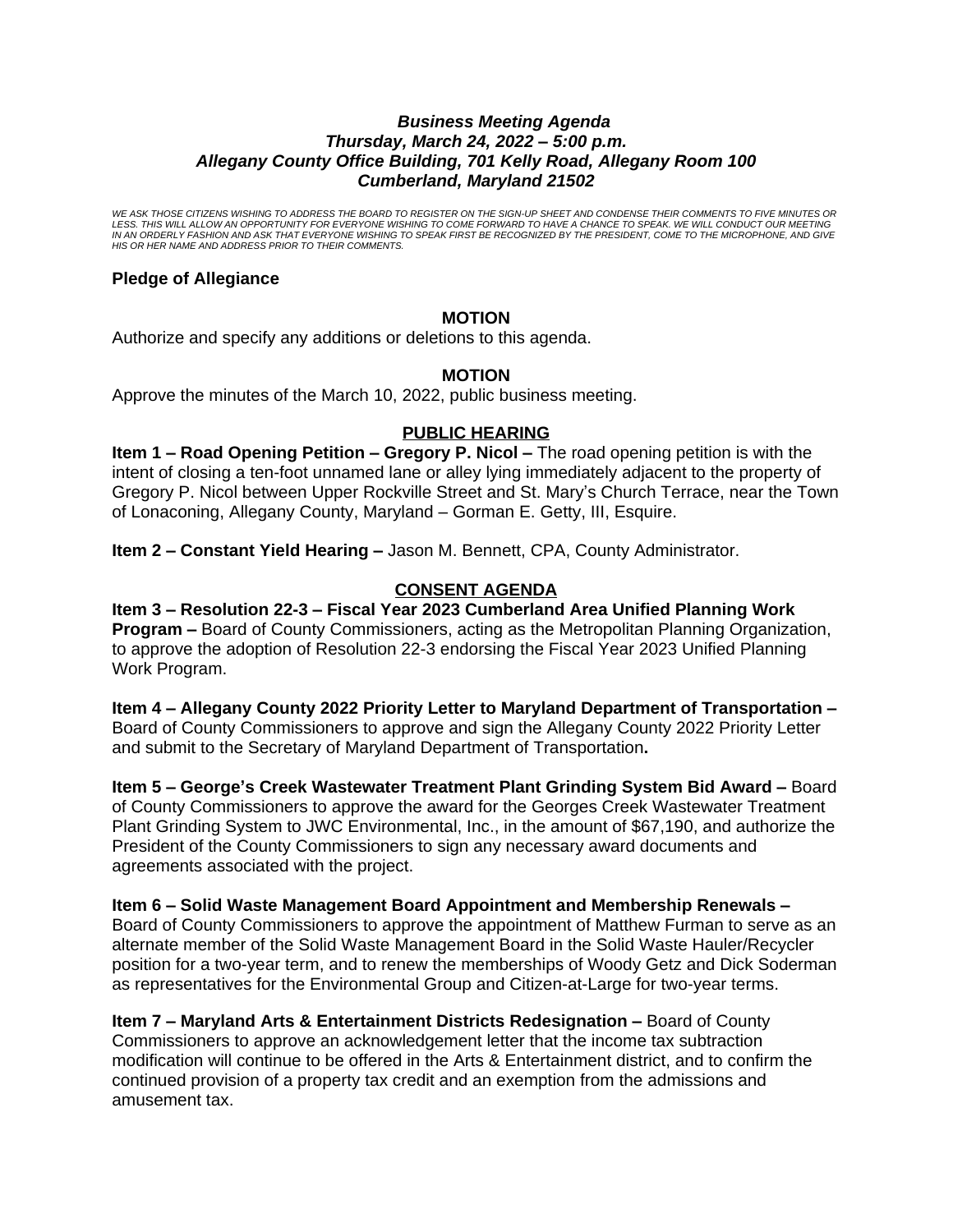***Business Meeting Agenda***
***Thursday, March 24, 2022 – 5:00 p.m.***
***Allegany County Office Building, 701 Kelly Road, Allegany Room 100***
***Cumberland, Maryland 21502***

*WE ASK THOSE CITIZENS WISHING TO ADDRESS THE BOARD TO REGISTER ON THE SIGN-UP SHEET AND CONDENSE THEIR COMMENTS TO FIVE MINUTES OR LESS. THIS WILL ALLOW AN OPPORTUNITY FOR EVERYONE WISHING TO COME FORWARD TO HAVE A CHANCE TO SPEAK. WE WILL CONDUCT OUR MEETING IN AN ORDERLY FASHION AND ASK THAT EVERYONE WISHING TO SPEAK FIRST BE RECOGNIZED BY THE PRESIDENT, COME TO THE MICROPHONE, AND GIVE HIS OR HER NAME AND ADDRESS PRIOR TO THEIR COMMENTS.*

**Pledge of Allegiance**

**MOTION**

Authorize and specify any additions or deletions to this agenda.

**MOTION**

Approve the minutes of the March 10, 2022, public business meeting.

**PUBLIC HEARING**

**Item 1 – Road Opening Petition – Gregory P. Nicol –** The road opening petition is with the intent of closing a ten-foot unnamed lane or alley lying immediately adjacent to the property of Gregory P. Nicol between Upper Rockville Street and St. Mary's Church Terrace, near the Town of Lonaconing, Allegany County, Maryland – Gorman E. Getty, III, Esquire.

**Item 2 – Constant Yield Hearing –** Jason M. Bennett, CPA, County Administrator.

**CONSENT AGENDA**

**Item 3 – Resolution 22-3 – Fiscal Year 2023 Cumberland Area Unified Planning Work Program –** Board of County Commissioners, acting as the Metropolitan Planning Organization, to approve the adoption of Resolution 22-3 endorsing the Fiscal Year 2023 Unified Planning Work Program.

**Item 4 – Allegany County 2022 Priority Letter to Maryland Department of Transportation –** Board of County Commissioners to approve and sign the Allegany County 2022 Priority Letter and submit to the Secretary of Maryland Department of Transportation**.**

**Item 5 – George's Creek Wastewater Treatment Plant Grinding System Bid Award –** Board of County Commissioners to approve the award for the Georges Creek Wastewater Treatment Plant Grinding System to JWC Environmental, Inc., in the amount of $67,190, and authorize the President of the County Commissioners to sign any necessary award documents and agreements associated with the project.

**Item 6 – Solid Waste Management Board Appointment and Membership Renewals –** Board of County Commissioners to approve the appointment of Matthew Furman to serve as an alternate member of the Solid Waste Management Board in the Solid Waste Hauler/Recycler position for a two-year term, and to renew the memberships of Woody Getz and Dick Soderman as representatives for the Environmental Group and Citizen-at-Large for two-year terms.

**Item 7 – Maryland Arts & Entertainment Districts Redesignation –** Board of County Commissioners to approve an acknowledgement letter that the income tax subtraction modification will continue to be offered in the Arts & Entertainment district, and to confirm the continued provision of a property tax credit and an exemption from the admissions and amusement tax.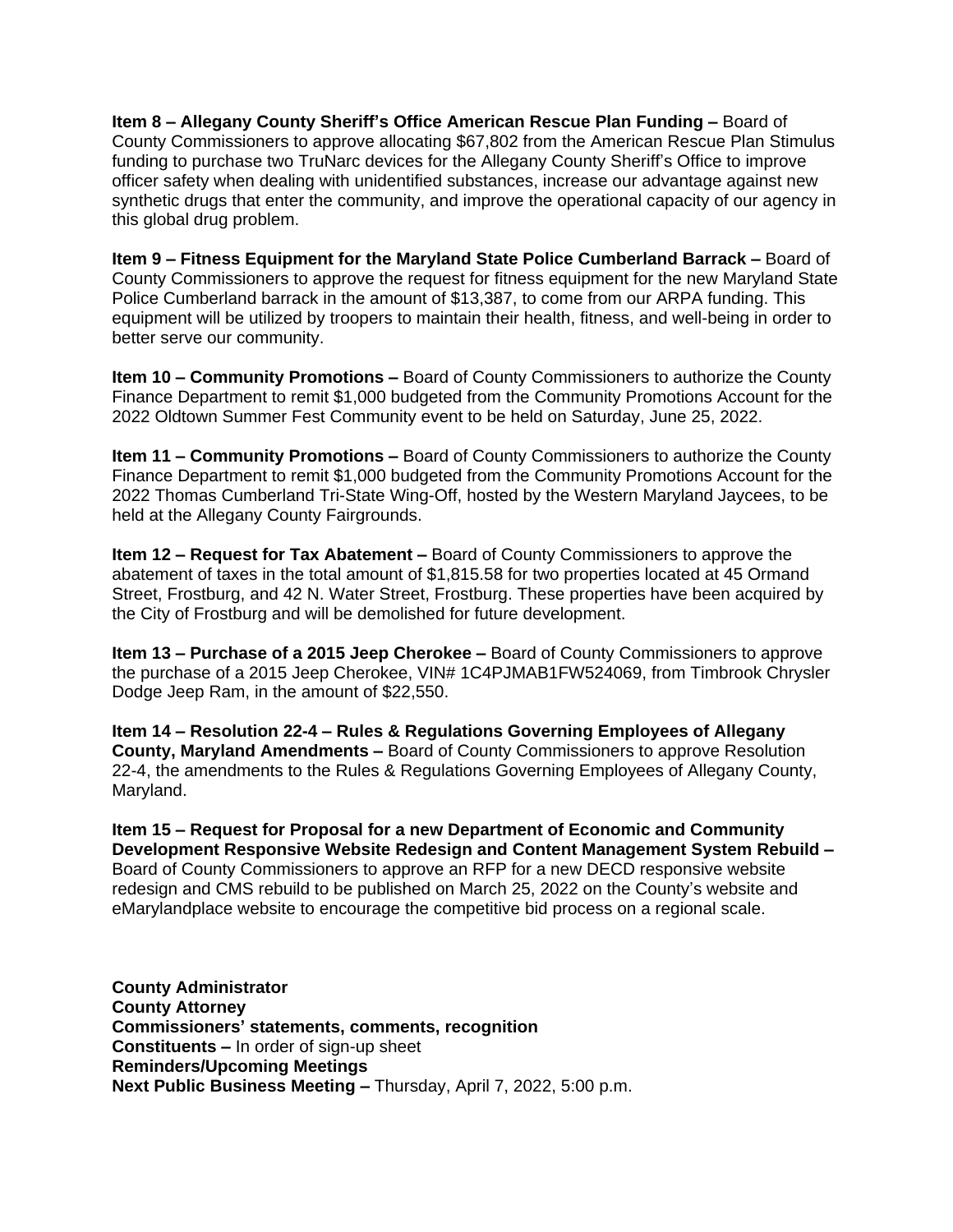**Item 8 – Allegany County Sheriff's Office American Rescue Plan Funding –** Board of County Commissioners to approve allocating $67,802 from the American Rescue Plan Stimulus funding to purchase two TruNarc devices for the Allegany County Sheriff's Office to improve officer safety when dealing with unidentified substances, increase our advantage against new synthetic drugs that enter the community, and improve the operational capacity of our agency in this global drug problem.

**Item 9 – Fitness Equipment for the Maryland State Police Cumberland Barrack –** Board of County Commissioners to approve the request for fitness equipment for the new Maryland State Police Cumberland barrack in the amount of $13,387, to come from our ARPA funding. This equipment will be utilized by troopers to maintain their health, fitness, and well-being in order to better serve our community.

**Item 10 – Community Promotions –** Board of County Commissioners to authorize the County Finance Department to remit $1,000 budgeted from the Community Promotions Account for the 2022 Oldtown Summer Fest Community event to be held on Saturday, June 25, 2022.

**Item 11 – Community Promotions –** Board of County Commissioners to authorize the County Finance Department to remit $1,000 budgeted from the Community Promotions Account for the 2022 Thomas Cumberland Tri-State Wing-Off, hosted by the Western Maryland Jaycees, to be held at the Allegany County Fairgrounds.

**Item 12 – Request for Tax Abatement –** Board of County Commissioners to approve the abatement of taxes in the total amount of $1,815.58 for two properties located at 45 Ormand Street, Frostburg, and 42 N. Water Street, Frostburg. These properties have been acquired by the City of Frostburg and will be demolished for future development.

**Item 13 – Purchase of a 2015 Jeep Cherokee –** Board of County Commissioners to approve the purchase of a 2015 Jeep Cherokee, VIN# 1C4PJMAB1FW524069, from Timbrook Chrysler Dodge Jeep Ram, in the amount of $22,550.

**Item 14 – Resolution 22-4 – Rules & Regulations Governing Employees of Allegany County, Maryland Amendments –** Board of County Commissioners to approve Resolution 22-4, the amendments to the Rules & Regulations Governing Employees of Allegany County, Maryland.

**Item 15 – Request for Proposal for a new Department of Economic and Community Development Responsive Website Redesign and Content Management System Rebuild –** Board of County Commissioners to approve an RFP for a new DECD responsive website redesign and CMS rebuild to be published on March 25, 2022 on the County's website and eMarylandplace website to encourage the competitive bid process on a regional scale.

**County Administrator**
**County Attorney**
**Commissioners' statements, comments, recognition**
**Constituents –** In order of sign-up sheet
**Reminders/Upcoming Meetings**
**Next Public Business Meeting –** Thursday, April 7, 2022, 5:00 p.m.